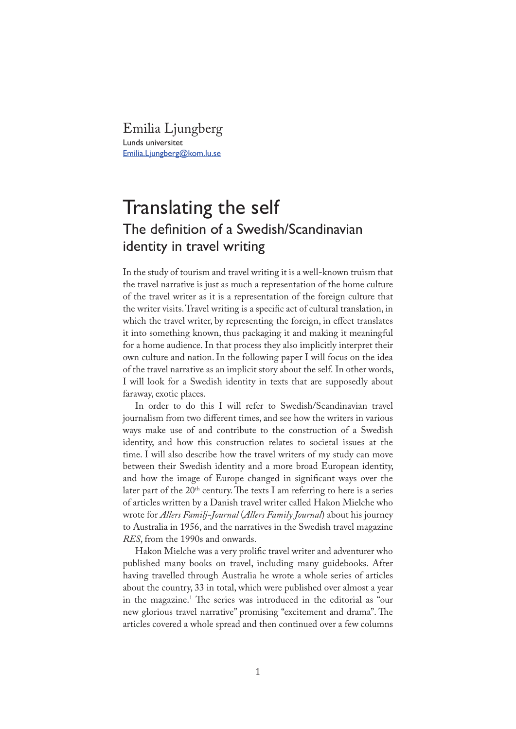Emilia Ljungberg
Lunds universitet
Emilia.Ljungberg@kom.lu.se

# Translating the self

## The definition of a Swedish/Scandinavian identity in travel writing

In the study of tourism and travel writing it is a well-known truism that the travel narrative is just as much a representation of the home culture of the travel writer as it is a representation of the foreign culture that the writer visits. Travel writing is a specific act of cultural translation, in which the travel writer, by representing the foreign, in effect translates it into something known, thus packaging it and making it meaningful for a home audience. In that process they also implicitly interpret their own culture and nation. In the following paper I will focus on the idea of the travel narrative as an implicit story about the self. In other words, I will look for a Swedish identity in texts that are supposedly about faraway, exotic places.

In order to do this I will refer to Swedish/Scandinavian travel journalism from two different times, and see how the writers in various ways make use of and contribute to the construction of a Swedish identity, and how this construction relates to societal issues at the time. I will also describe how the travel writers of my study can move between their Swedish identity and a more broad European identity, and how the image of Europe changed in significant ways over the later part of the 20th century. The texts I am referring to here is a series of articles written by a Danish travel writer called Hakon Mielche who wrote for *Allers Familj-Journal* (*Allers Family Journal*) about his journey to Australia in 1956, and the narratives in the Swedish travel magazine *RES*, from the 1990s and onwards.

Hakon Mielche was a very prolific travel writer and adventurer who published many books on travel, including many guidebooks. After having travelled through Australia he wrote a whole series of articles about the country, 33 in total, which were published over almost a year in the magazine.[1] The series was introduced in the editorial as "our new glorious travel narrative" promising "excitement and drama". The articles covered a whole spread and then continued over a few columns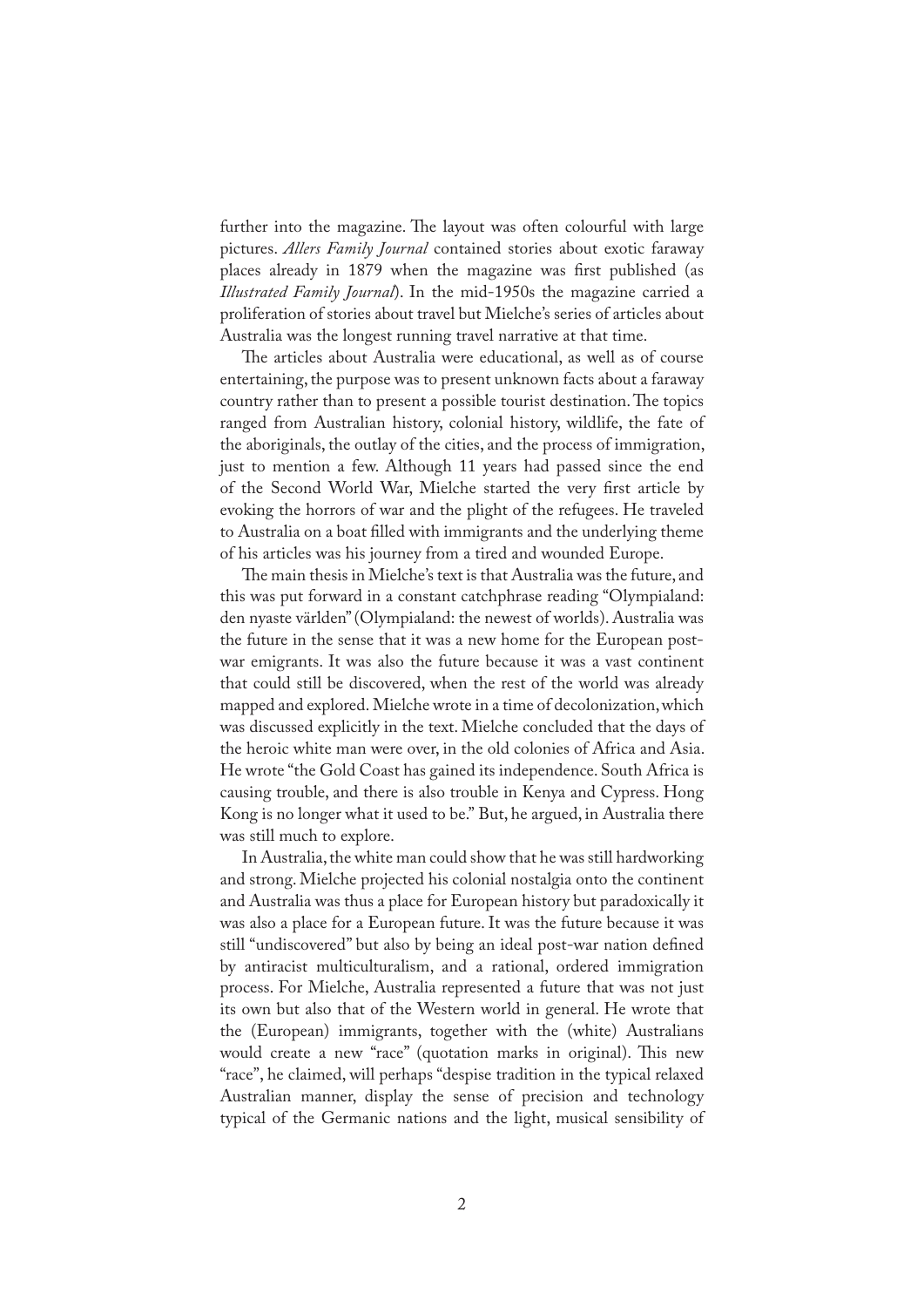further into the magazine. The layout was often colourful with large pictures. *Allers Family Journal* contained stories about exotic faraway places already in 1879 when the magazine was first published (as *Illustrated Family Journal*). In the mid-1950s the magazine carried a proliferation of stories about travel but Mielche's series of articles about Australia was the longest running travel narrative at that time.

The articles about Australia were educational, as well as of course entertaining, the purpose was to present unknown facts about a faraway country rather than to present a possible tourist destination. The topics ranged from Australian history, colonial history, wildlife, the fate of the aboriginals, the outlay of the cities, and the process of immigration, just to mention a few. Although 11 years had passed since the end of the Second World War, Mielche started the very first article by evoking the horrors of war and the plight of the refugees. He traveled to Australia on a boat filled with immigrants and the underlying theme of his articles was his journey from a tired and wounded Europe.

The main thesis in Mielche's text is that Australia was the future, and this was put forward in a constant catchphrase reading "Olympialand: den nyaste världen" (Olympialand: the newest of worlds). Australia was the future in the sense that it was a new home for the European post-war emigrants. It was also the future because it was a vast continent that could still be discovered, when the rest of the world was already mapped and explored. Mielche wrote in a time of decolonization, which was discussed explicitly in the text. Mielche concluded that the days of the heroic white man were over, in the old colonies of Africa and Asia. He wrote "the Gold Coast has gained its independence. South Africa is causing trouble, and there is also trouble in Kenya and Cypress. Hong Kong is no longer what it used to be." But, he argued, in Australia there was still much to explore.

In Australia, the white man could show that he was still hardworking and strong. Mielche projected his colonial nostalgia onto the continent and Australia was thus a place for European history but paradoxically it was also a place for a European future. It was the future because it was still "undiscovered" but also by being an ideal post-war nation defined by antiracist multiculturalism, and a rational, ordered immigration process. For Mielche, Australia represented a future that was not just its own but also that of the Western world in general. He wrote that the (European) immigrants, together with the (white) Australians would create a new "race" (quotation marks in original). This new "race", he claimed, will perhaps "despise tradition in the typical relaxed Australian manner, display the sense of precision and technology typical of the Germanic nations and the light, musical sensibility of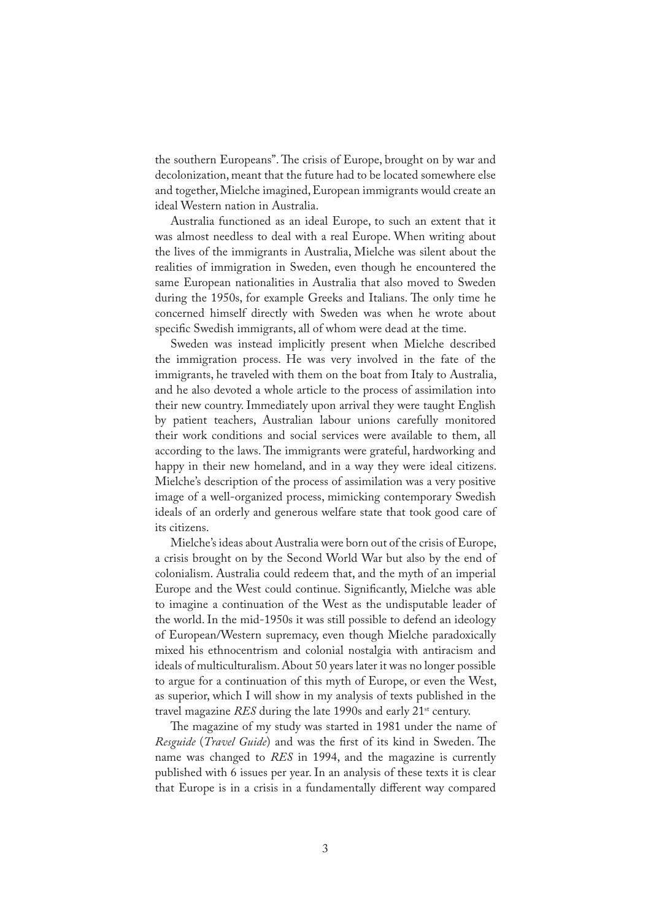the southern Europeans". The crisis of Europe, brought on by war and decolonization, meant that the future had to be located somewhere else and together, Mielche imagined, European immigrants would create an ideal Western nation in Australia.

Australia functioned as an ideal Europe, to such an extent that it was almost needless to deal with a real Europe. When writing about the lives of the immigrants in Australia, Mielche was silent about the realities of immigration in Sweden, even though he encountered the same European nationalities in Australia that also moved to Sweden during the 1950s, for example Greeks and Italians. The only time he concerned himself directly with Sweden was when he wrote about specific Swedish immigrants, all of whom were dead at the time.

Sweden was instead implicitly present when Mielche described the immigration process. He was very involved in the fate of the immigrants, he traveled with them on the boat from Italy to Australia, and he also devoted a whole article to the process of assimilation into their new country. Immediately upon arrival they were taught English by patient teachers, Australian labour unions carefully monitored their work conditions and social services were available to them, all according to the laws. The immigrants were grateful, hardworking and happy in their new homeland, and in a way they were ideal citizens. Mielche's description of the process of assimilation was a very positive image of a well-organized process, mimicking contemporary Swedish ideals of an orderly and generous welfare state that took good care of its citizens.

Mielche's ideas about Australia were born out of the crisis of Europe, a crisis brought on by the Second World War but also by the end of colonialism. Australia could redeem that, and the myth of an imperial Europe and the West could continue. Significantly, Mielche was able to imagine a continuation of the West as the undisputable leader of the world. In the mid-1950s it was still possible to defend an ideology of European/Western supremacy, even though Mielche paradoxically mixed his ethnocentrism and colonial nostalgia with antiracism and ideals of multiculturalism. About 50 years later it was no longer possible to argue for a continuation of this myth of Europe, or even the West, as superior, which I will show in my analysis of texts published in the travel magazine *RES* during the late 1990s and early 21st century.

The magazine of my study was started in 1981 under the name of *Resguide* (*Travel Guide*) and was the first of its kind in Sweden. The name was changed to *RES* in 1994, and the magazine is currently published with 6 issues per year. In an analysis of these texts it is clear that Europe is in a crisis in a fundamentally different way compared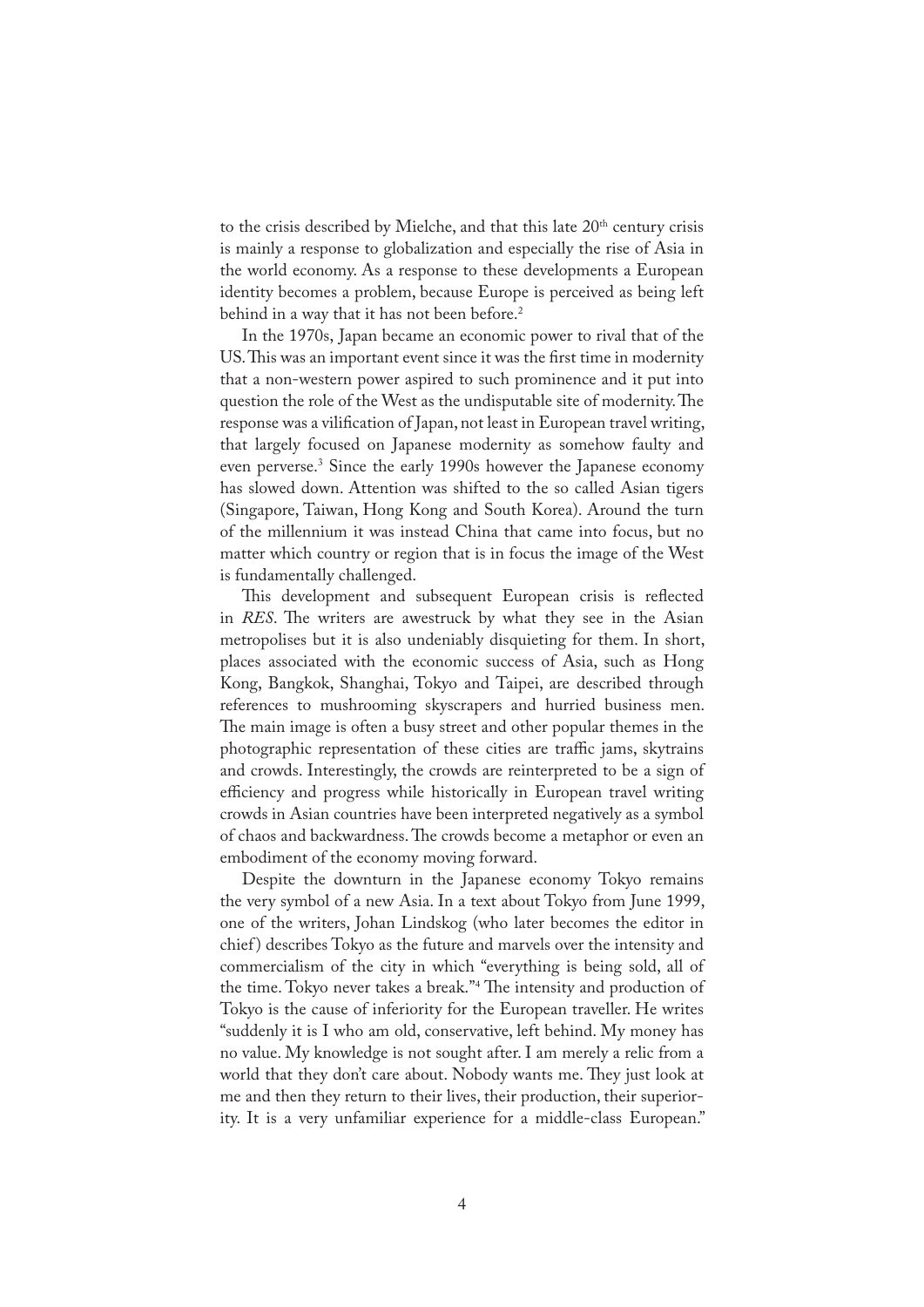to the crisis described by Mielche, and that this late 20th century crisis is mainly a response to globalization and especially the rise of Asia in the world economy. As a response to these developments a European identity becomes a problem, because Europe is perceived as being left behind in a way that it has not been before.[2]

In the 1970s, Japan became an economic power to rival that of the US. This was an important event since it was the first time in modernity that a non-western power aspired to such prominence and it put into question the role of the West as the undisputable site of modernity. The response was a vilification of Japan, not least in European travel writing, that largely focused on Japanese modernity as somehow faulty and even perverse.[3] Since the early 1990s however the Japanese economy has slowed down. Attention was shifted to the so called Asian tigers (Singapore, Taiwan, Hong Kong and South Korea). Around the turn of the millennium it was instead China that came into focus, but no matter which country or region that is in focus the image of the West is fundamentally challenged.

This development and subsequent European crisis is reflected in *RES*. The writers are awestruck by what they see in the Asian metropolises but it is also undeniably disquieting for them. In short, places associated with the economic success of Asia, such as Hong Kong, Bangkok, Shanghai, Tokyo and Taipei, are described through references to mushrooming skyscrapers and hurried business men. The main image is often a busy street and other popular themes in the photographic representation of these cities are traffic jams, skytrains and crowds. Interestingly, the crowds are reinterpreted to be a sign of efficiency and progress while historically in European travel writing crowds in Asian countries have been interpreted negatively as a symbol of chaos and backwardness. The crowds become a metaphor or even an embodiment of the economy moving forward.

Despite the downturn in the Japanese economy Tokyo remains the very symbol of a new Asia. In a text about Tokyo from June 1999, one of the writers, Johan Lindskog (who later becomes the editor in chief) describes Tokyo as the future and marvels over the intensity and commercialism of the city in which "everything is being sold, all of the time. Tokyo never takes a break."[4] The intensity and production of Tokyo is the cause of inferiority for the European traveller. He writes "suddenly it is I who am old, conservative, left behind. My money has no value. My knowledge is not sought after. I am merely a relic from a world that they don't care about. Nobody wants me. They just look at me and then they return to their lives, their production, their superiority. It is a very unfamiliar experience for a middle-class European."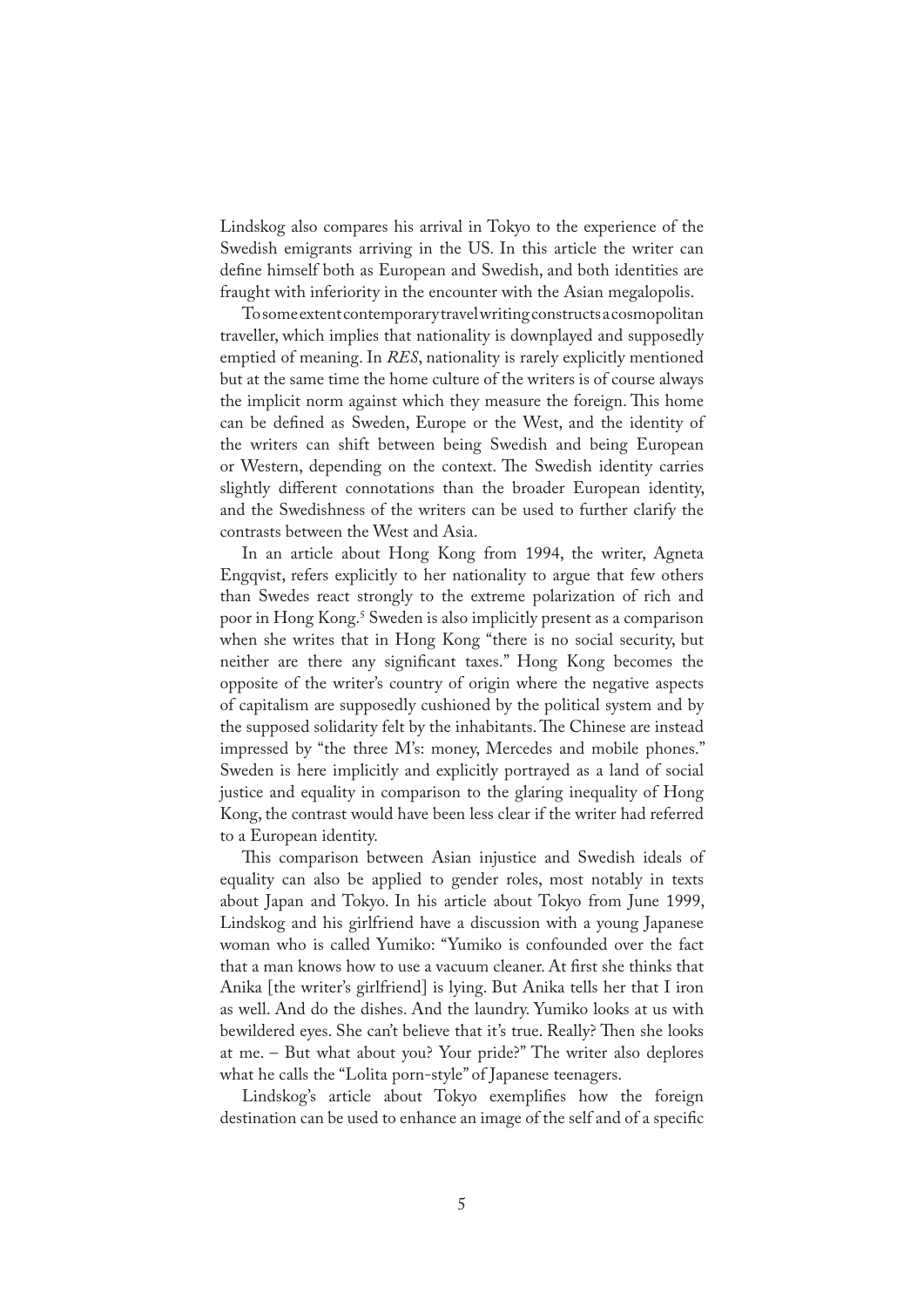Lindskog also compares his arrival in Tokyo to the experience of the Swedish emigrants arriving in the US. In this article the writer can define himself both as European and Swedish, and both identities are fraught with inferiority in the encounter with the Asian megalopolis.

To some extent contemporary travel writing constructs a cosmopolitan traveller, which implies that nationality is downplayed and supposedly emptied of meaning. In *RES*, nationality is rarely explicitly mentioned but at the same time the home culture of the writers is of course always the implicit norm against which they measure the foreign. This home can be defined as Sweden, Europe or the West, and the identity of the writers can shift between being Swedish and being European or Western, depending on the context. The Swedish identity carries slightly different connotations than the broader European identity, and the Swedishness of the writers can be used to further clarify the contrasts between the West and Asia.

In an article about Hong Kong from 1994, the writer, Agneta Engqvist, refers explicitly to her nationality to argue that few others than Swedes react strongly to the extreme polarization of rich and poor in Hong Kong.[5] Sweden is also implicitly present as a comparison when she writes that in Hong Kong "there is no social security, but neither are there any significant taxes." Hong Kong becomes the opposite of the writer's country of origin where the negative aspects of capitalism are supposedly cushioned by the political system and by the supposed solidarity felt by the inhabitants. The Chinese are instead impressed by "the three M's: money, Mercedes and mobile phones." Sweden is here implicitly and explicitly portrayed as a land of social justice and equality in comparison to the glaring inequality of Hong Kong, the contrast would have been less clear if the writer had referred to a European identity.

This comparison between Asian injustice and Swedish ideals of equality can also be applied to gender roles, most notably in texts about Japan and Tokyo. In his article about Tokyo from June 1999, Lindskog and his girlfriend have a discussion with a young Japanese woman who is called Yumiko: "Yumiko is confounded over the fact that a man knows how to use a vacuum cleaner. At first she thinks that Anika [the writer's girlfriend] is lying. But Anika tells her that I iron as well. And do the dishes. And the laundry. Yumiko looks at us with bewildered eyes. She can't believe that it's true. Really? Then she looks at me. – But what about you? Your pride?" The writer also deplores what he calls the "Lolita porn-style" of Japanese teenagers.

Lindskog's article about Tokyo exemplifies how the foreign destination can be used to enhance an image of the self and of a specific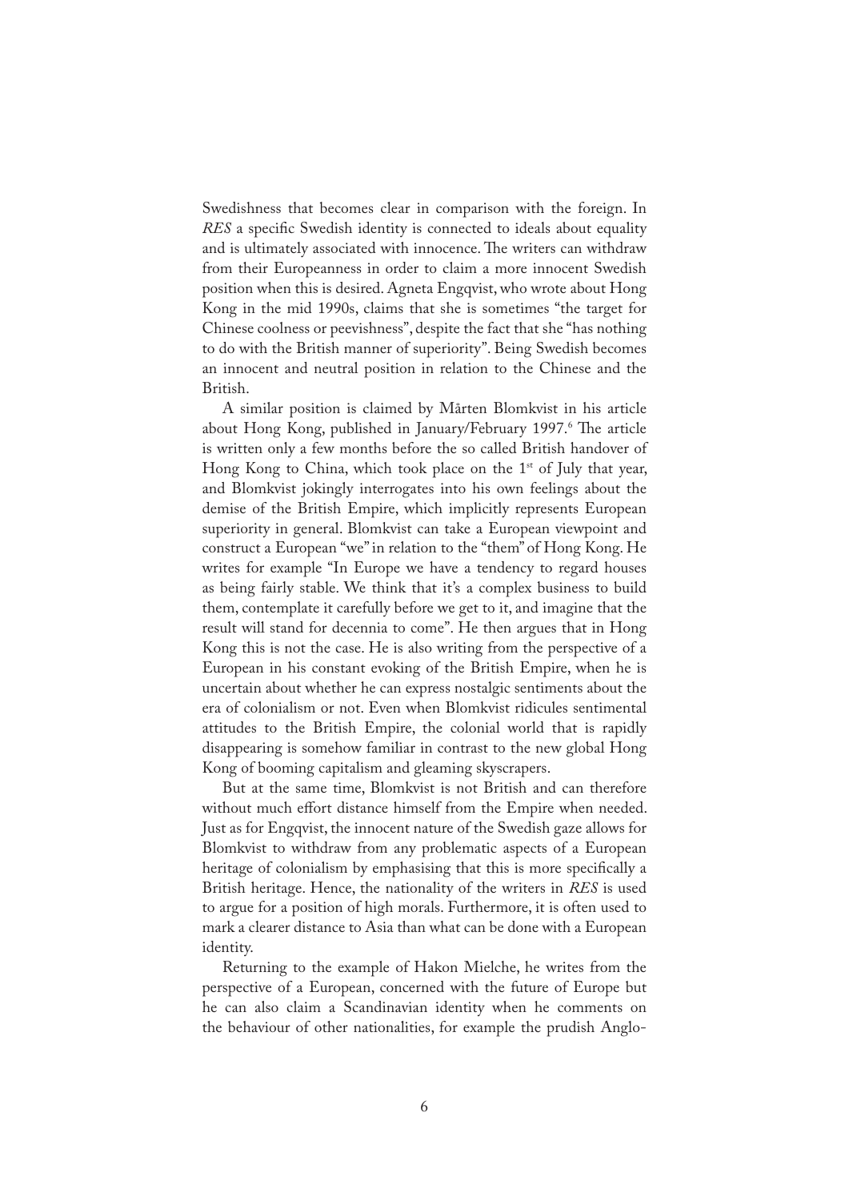Swedishness that becomes clear in comparison with the foreign. In *RES* a specific Swedish identity is connected to ideals about equality and is ultimately associated with innocence. The writers can withdraw from their Europeanness in order to claim a more innocent Swedish position when this is desired. Agneta Engqvist, who wrote about Hong Kong in the mid 1990s, claims that she is sometimes "the target for Chinese coolness or peevishness", despite the fact that she "has nothing to do with the British manner of superiority". Being Swedish becomes an innocent and neutral position in relation to the Chinese and the British.

A similar position is claimed by Mårten Blomkvist in his article about Hong Kong, published in January/February 1997.[6] The article is written only a few months before the so called British handover of Hong Kong to China, which took place on the 1st of July that year, and Blomkvist jokingly interrogates into his own feelings about the demise of the British Empire, which implicitly represents European superiority in general. Blomkvist can take a European viewpoint and construct a European "we" in relation to the "them" of Hong Kong. He writes for example "In Europe we have a tendency to regard houses as being fairly stable. We think that it's a complex business to build them, contemplate it carefully before we get to it, and imagine that the result will stand for decennia to come". He then argues that in Hong Kong this is not the case. He is also writing from the perspective of a European in his constant evoking of the British Empire, when he is uncertain about whether he can express nostalgic sentiments about the era of colonialism or not. Even when Blomkvist ridicules sentimental attitudes to the British Empire, the colonial world that is rapidly disappearing is somehow familiar in contrast to the new global Hong Kong of booming capitalism and gleaming skyscrapers.

But at the same time, Blomkvist is not British and can therefore without much effort distance himself from the Empire when needed. Just as for Engqvist, the innocent nature of the Swedish gaze allows for Blomkvist to withdraw from any problematic aspects of a European heritage of colonialism by emphasising that this is more specifically a British heritage. Hence, the nationality of the writers in *RES* is used to argue for a position of high morals. Furthermore, it is often used to mark a clearer distance to Asia than what can be done with a European identity.

Returning to the example of Hakon Mielche, he writes from the perspective of a European, concerned with the future of Europe but he can also claim a Scandinavian identity when he comments on the behaviour of other nationalities, for example the prudish Anglo-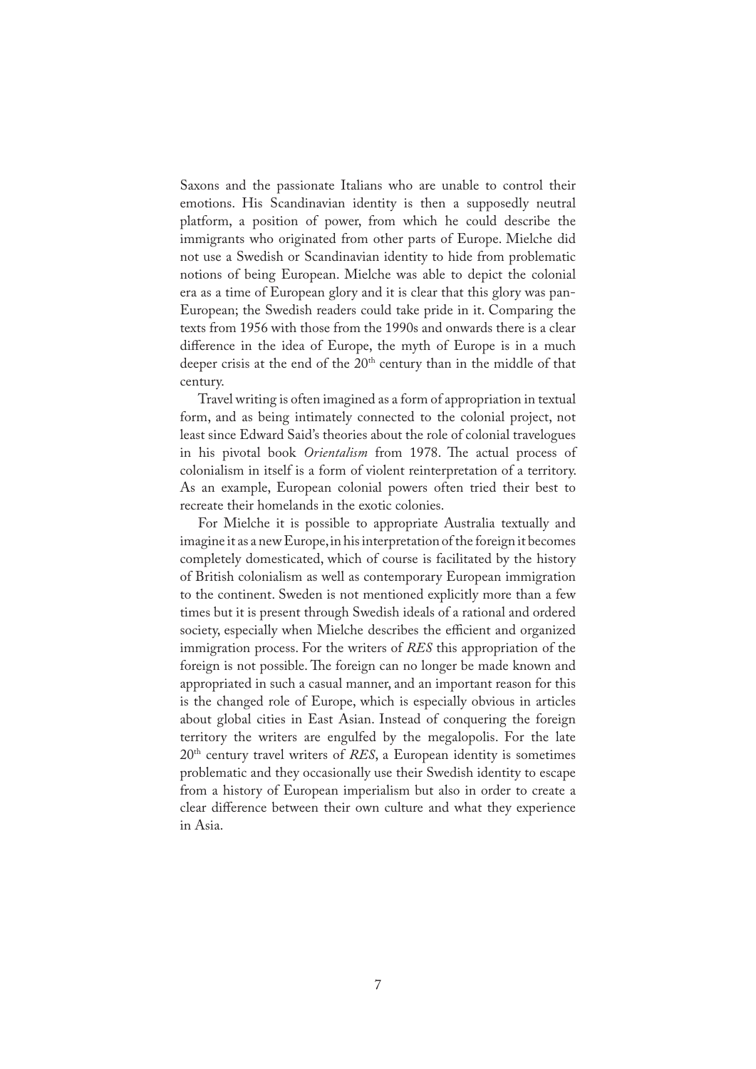Saxons and the passionate Italians who are unable to control their emotions. His Scandinavian identity is then a supposedly neutral platform, a position of power, from which he could describe the immigrants who originated from other parts of Europe. Mielche did not use a Swedish or Scandinavian identity to hide from problematic notions of being European. Mielche was able to depict the colonial era as a time of European glory and it is clear that this glory was pan-European; the Swedish readers could take pride in it. Comparing the texts from 1956 with those from the 1990s and onwards there is a clear difference in the idea of Europe, the myth of Europe is in a much deeper crisis at the end of the 20th century than in the middle of that century.

Travel writing is often imagined as a form of appropriation in textual form, and as being intimately connected to the colonial project, not least since Edward Said's theories about the role of colonial travelogues in his pivotal book *Orientalism* from 1978. The actual process of colonialism in itself is a form of violent reinterpretation of a territory. As an example, European colonial powers often tried their best to recreate their homelands in the exotic colonies.

For Mielche it is possible to appropriate Australia textually and imagine it as a new Europe, in his interpretation of the foreign it becomes completely domesticated, which of course is facilitated by the history of British colonialism as well as contemporary European immigration to the continent. Sweden is not mentioned explicitly more than a few times but it is present through Swedish ideals of a rational and ordered society, especially when Mielche describes the efficient and organized immigration process. For the writers of *RES* this appropriation of the foreign is not possible. The foreign can no longer be made known and appropriated in such a casual manner, and an important reason for this is the changed role of Europe, which is especially obvious in articles about global cities in East Asian. Instead of conquering the foreign territory the writers are engulfed by the megalopolis. For the late 20th century travel writers of *RES*, a European identity is sometimes problematic and they occasionally use their Swedish identity to escape from a history of European imperialism but also in order to create a clear difference between their own culture and what they experience in Asia.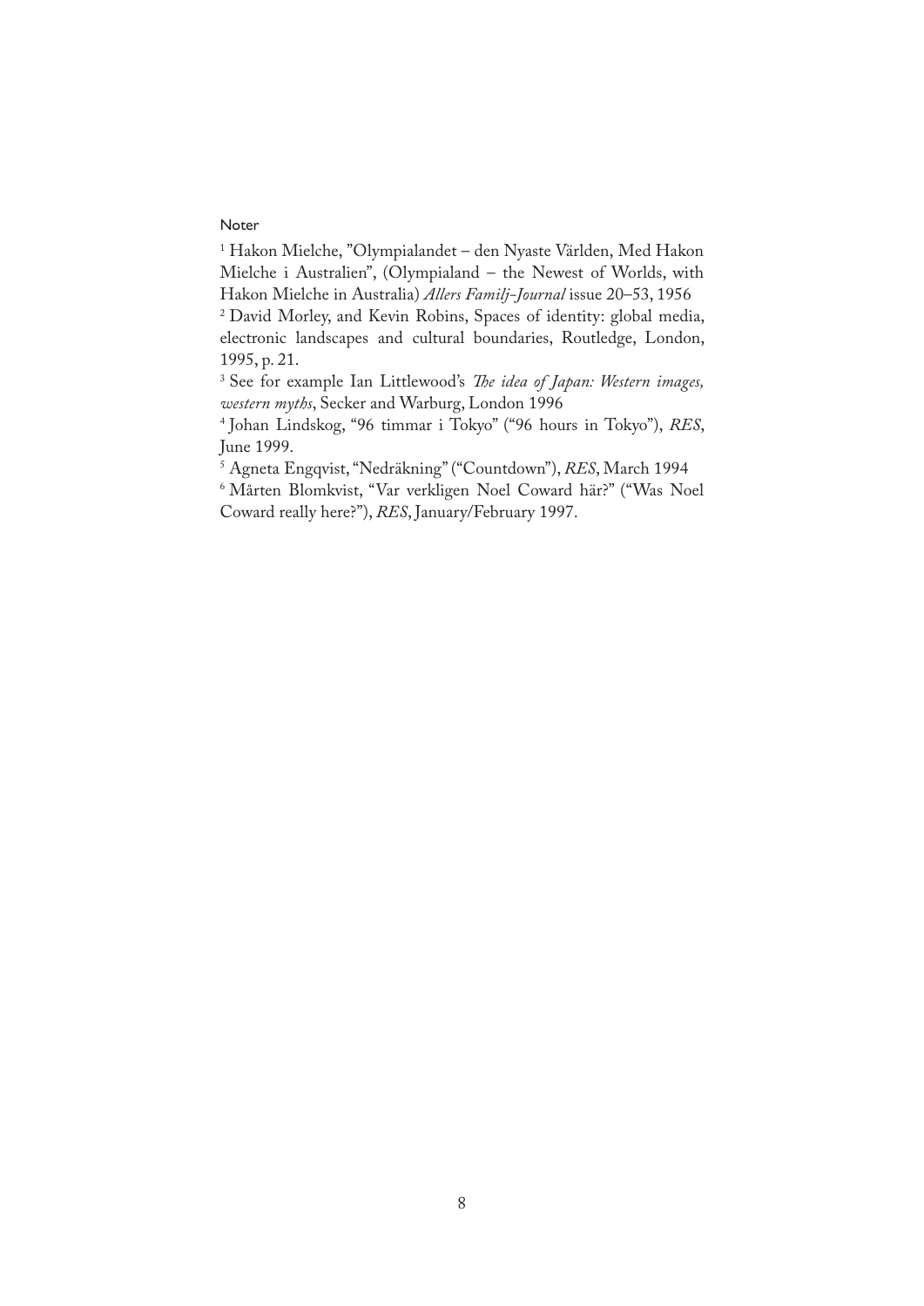Noter

[1] Hakon Mielche, "Olympialandet – den Nyaste Världen, Med Hakon Mielche i Australien", (Olympialand – the Newest of Worlds, with Hakon Mielche in Australia) *Allers Familj-Journal* issue 20–53, 1956

[2] David Morley, and Kevin Robins, Spaces of identity: global media, electronic landscapes and cultural boundaries, Routledge, London, 1995, p. 21.

[3] See for example Ian Littlewood's *The idea of Japan: Western images, western myths*, Secker and Warburg, London 1996

[4] Johan Lindskog, "96 timmar i Tokyo" ("96 hours in Tokyo"), *RES*, June 1999.

[5] Agneta Engqvist, "Nedräkning" ("Countdown"), *RES*, March 1994

[6] Mårten Blomkvist, "Var verkligen Noel Coward här?" ("Was Noel Coward really here?"), *RES*, January/February 1997.